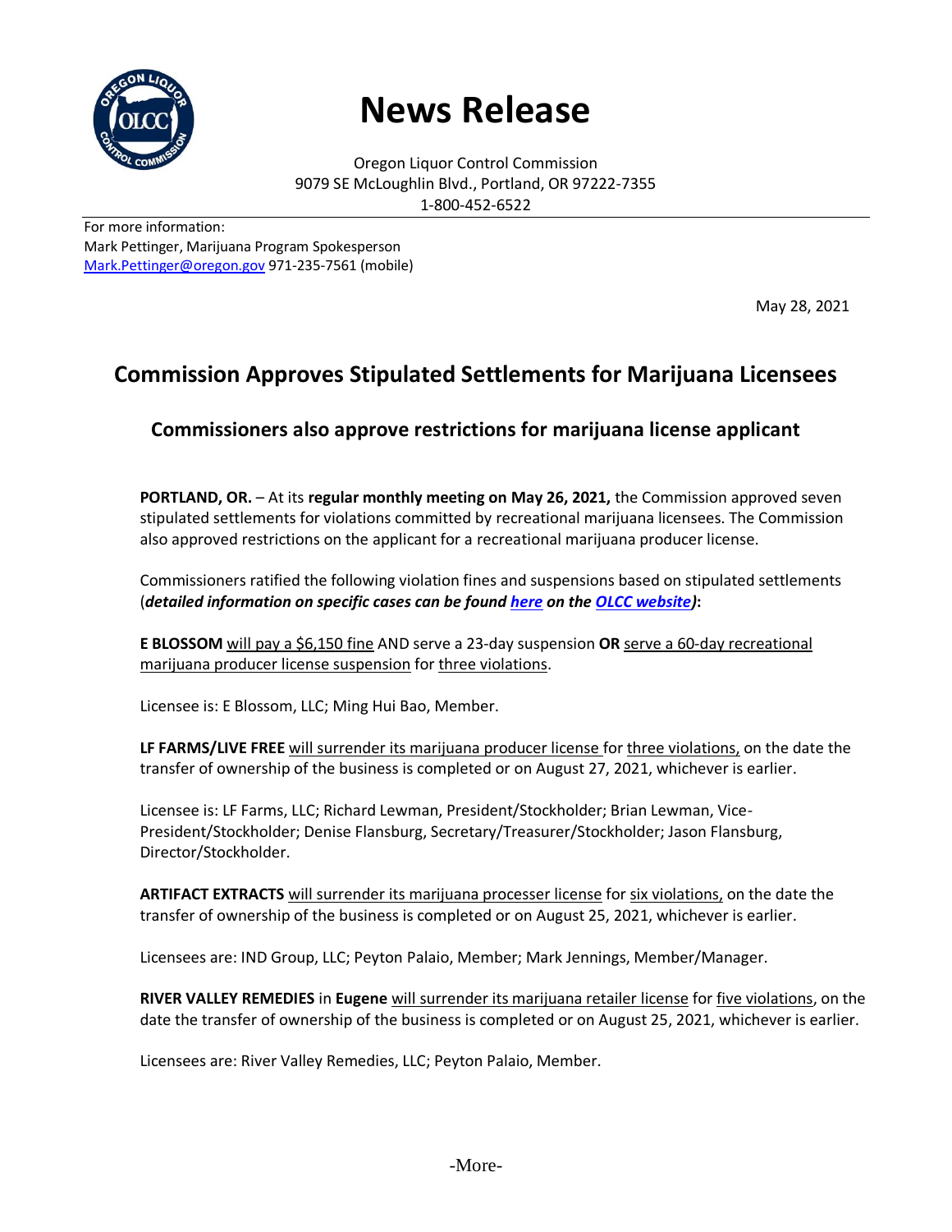# News Release

Oregon Liquor Control Commission
9079 SE McLoughlin Blvd., Portland, OR 97222-7355
1-800-452-6522

For more information:
Mark Pettinger, Marijuana Program Spokesperson
Mark.Pettinger@oregon.gov 971-235-7561 (mobile)

May 28, 2021

## Commission Approves Stipulated Settlements for Marijuana Licensees

### Commissioners also approve restrictions for marijuana license applicant

**PORTLAND, OR.** – At its **regular monthly meeting on May 26, 2021,** the Commission approved seven stipulated settlements for violations committed by recreational marijuana licensees. The Commission also approved restrictions on the applicant for a recreational marijuana producer license.

Commissioners ratified the following violation fines and suspensions based on stipulated settlements (***detailed information on specific cases can be found here on the OLCC website)*:**

**E BLOSSOM** will pay a $6,150 fine AND serve a 23-day suspension **OR** serve a 60-day recreational marijuana producer license suspension for three violations.

Licensee is: E Blossom, LLC; Ming Hui Bao, Member.

**LF FARMS/LIVE FREE** will surrender its marijuana producer license for three violations, on the date the transfer of ownership of the business is completed or on August 27, 2021, whichever is earlier.

Licensee is: LF Farms, LLC; Richard Lewman, President/Stockholder; Brian Lewman, Vice-President/Stockholder; Denise Flansburg, Secretary/Treasurer/Stockholder; Jason Flansburg, Director/Stockholder.

**ARTIFACT EXTRACTS** will surrender its marijuana processer license for six violations, on the date the transfer of ownership of the business is completed or on August 25, 2021, whichever is earlier.

Licensees are: IND Group, LLC; Peyton Palaio, Member; Mark Jennings, Member/Manager.

**RIVER VALLEY REMEDIES** in **Eugene** will surrender its marijuana retailer license for five violations, on the date the transfer of ownership of the business is completed or on August 25, 2021, whichever is earlier.

Licensees are: River Valley Remedies, LLC; Peyton Palaio, Member.

-More-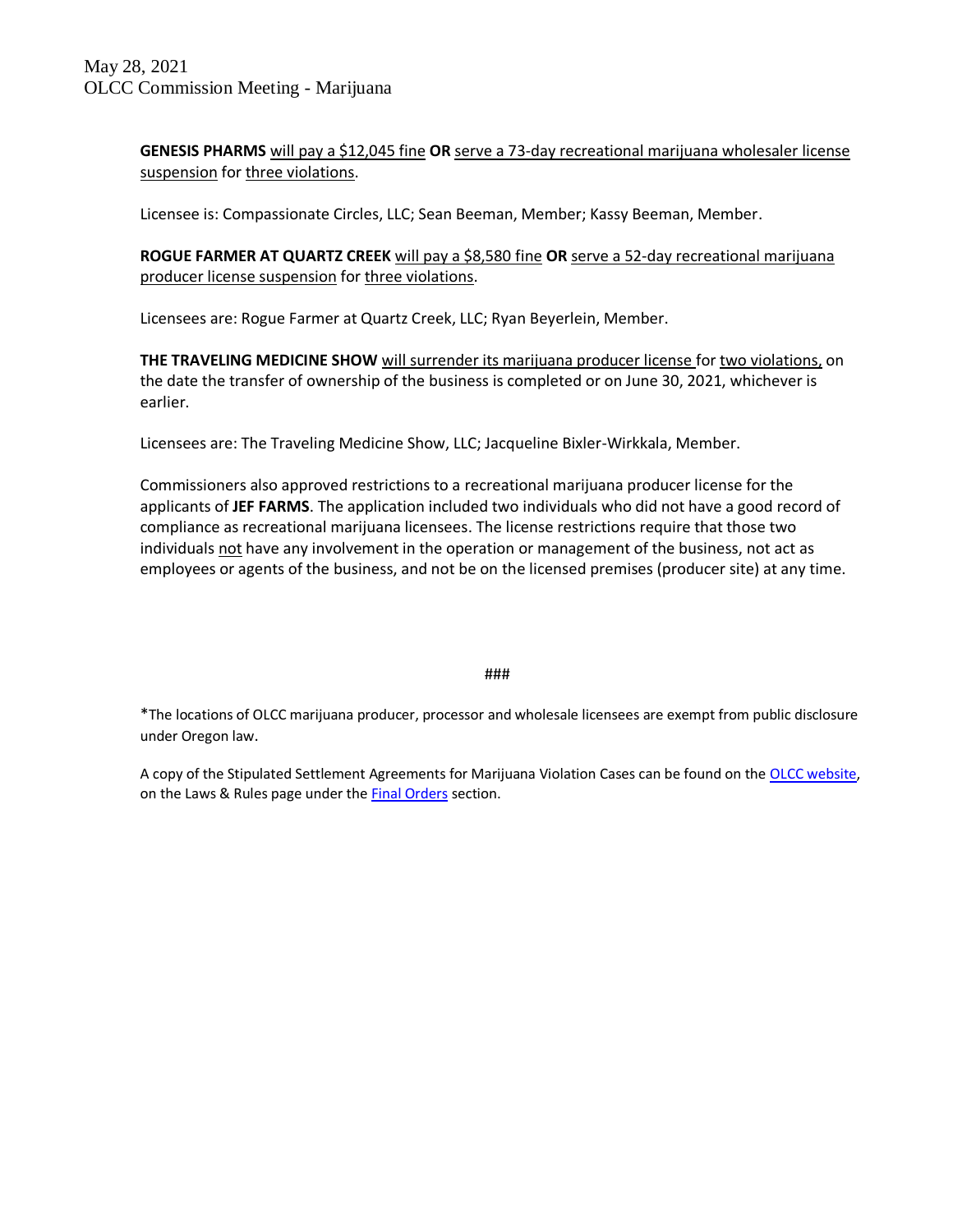**GENESIS PHARMS** will pay a $12,045 fine **OR** serve a 73-day recreational marijuana wholesaler license suspension for three violations.

Licensee is: Compassionate Circles, LLC; Sean Beeman, Member; Kassy Beeman, Member.

**ROGUE FARMER AT QUARTZ CREEK** will pay a $8,580 fine **OR** serve a 52-day recreational marijuana producer license suspension for three violations.

Licensees are: Rogue Farmer at Quartz Creek, LLC; Ryan Beyerlein, Member.

**THE TRAVELING MEDICINE SHOW** will surrender its marijuana producer license for two violations, on the date the transfer of ownership of the business is completed or on June 30, 2021, whichever is earlier.

Licensees are: The Traveling Medicine Show, LLC; Jacqueline Bixler-Wirkkala, Member.

Commissioners also approved restrictions to a recreational marijuana producer license for the applicants of **JEF FARMS**. The application included two individuals who did not have a good record of compliance as recreational marijuana licensees. The license restrictions require that those two individuals not have any involvement in the operation or management of the business, not act as employees or agents of the business, and not be on the licensed premises (producer site) at any time.

###

*The locations of OLCC marijuana producer, processor and wholesale licensees are exempt from public disclosure under Oregon law.

A copy of the Stipulated Settlement Agreements for Marijuana Violation Cases can be found on the OLCC website, on the Laws & Rules page under the Final Orders section.